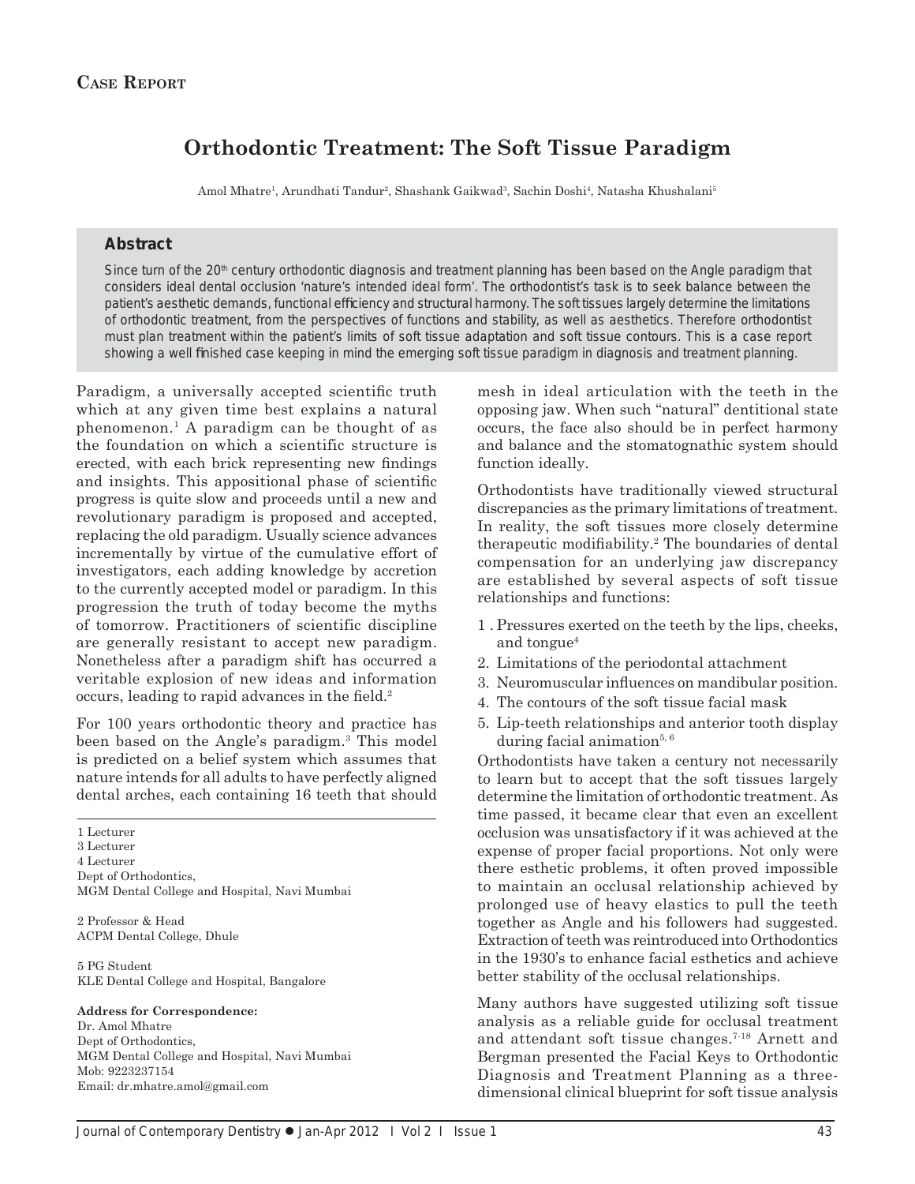**Case Report**

# Orthodontic Treatment: The Soft Tissue Paradigm

Amol Mhatre[1], Arundhati Tandur[2], Shashank Gaikwad[3], Sachin Doshi[4], Natasha Khushalani[5]

## Abstract

Since turn of the 20th century orthodontic diagnosis and treatment planning has been based on the Angle paradigm that considers ideal dental occlusion 'nature's intended ideal form'. The orthodontist's task is to seek balance between the patient's aesthetic demands, functional efficiency and structural harmony. The soft tissues largely determine the limitations of orthodontic treatment, from the perspectives of functions and stability, as well as aesthetics. Therefore orthodontist must plan treatment within the patient's limits of soft tissue adaptation and soft tissue contours. This is a case report showing a well finished case keeping in mind the emerging soft tissue paradigm in diagnosis and treatment planning.

Paradigm, a universally accepted scientific truth which at any given time best explains a natural phenomenon.[1] A paradigm can be thought of as the foundation on which a scientific structure is erected, with each brick representing new findings and insights. This appositional phase of scientific progress is quite slow and proceeds until a new and revolutionary paradigm is proposed and accepted, replacing the old paradigm. Usually science advances incrementally by virtue of the cumulative effort of investigators, each adding knowledge by accretion to the currently accepted model or paradigm. In this progression the truth of today become the myths of tomorrow. Practitioners of scientific discipline are generally resistant to accept new paradigm. Nonetheless after a paradigm shift has occurred a veritable explosion of new ideas and information occurs, leading to rapid advances in the field.[2]

For 100 years orthodontic theory and practice has been based on the Angle's paradigm.[3] This model is predicted on a belief system which assumes that nature intends for all adults to have perfectly aligned dental arches, each containing 16 teeth that should mesh in ideal articulation with the teeth in the opposing jaw. When such "natural" dentitional state occurs, the face also should be in perfect harmony and balance and the stomatognathic system should function ideally.

Orthodontists have traditionally viewed structural discrepancies as the primary limitations of treatment. In reality, the soft tissues more closely determine therapeutic modifiability.[2] The boundaries of dental compensation for an underlying jaw discrepancy are established by several aspects of soft tissue relationships and functions:

1. Pressures exerted on the teeth by the lips, cheeks, and tongue[4]
2. Limitations of the periodontal attachment
3. Neuromuscular influences on mandibular position.
4. The contours of the soft tissue facial mask
5. Lip-teeth relationships and anterior tooth display during facial animation[5, 6]

Orthodontists have taken a century not necessarily to learn but to accept that the soft tissues largely determine the limitation of orthodontic treatment. As time passed, it became clear that even an excellent occlusion was unsatisfactory if it was achieved at the expense of proper facial proportions. Not only were there esthetic problems, it often proved impossible to maintain an occlusal relationship achieved by prolonged use of heavy elastics to pull the teeth together as Angle and his followers had suggested. Extraction of teeth was reintroduced into Orthodontics in the 1930's to enhance facial esthetics and achieve better stability of the occlusal relationships.

Many authors have suggested utilizing soft tissue analysis as a reliable guide for occlusal treatment and attendant soft tissue changes.[7-18] Arnett and Bergman presented the Facial Keys to Orthodontic Diagnosis and Treatment Planning as a three-dimensional clinical blueprint for soft tissue analysis

---

1 Lecturer
3 Lecturer
4 Lecturer
Dept of Orthodontics,
MGM Dental College and Hospital, Navi Mumbai

2 Professor & Head
ACPM Dental College, Dhule

5 PG Student
KLE Dental College and Hospital, Bangalore

**Address for Correspondence:**
Dr. Amol Mhatre
Dept of Orthodontics,
MGM Dental College and Hospital, Navi Mumbai
Mob: 9223237154
Email: dr.mhatre.amol@gmail.com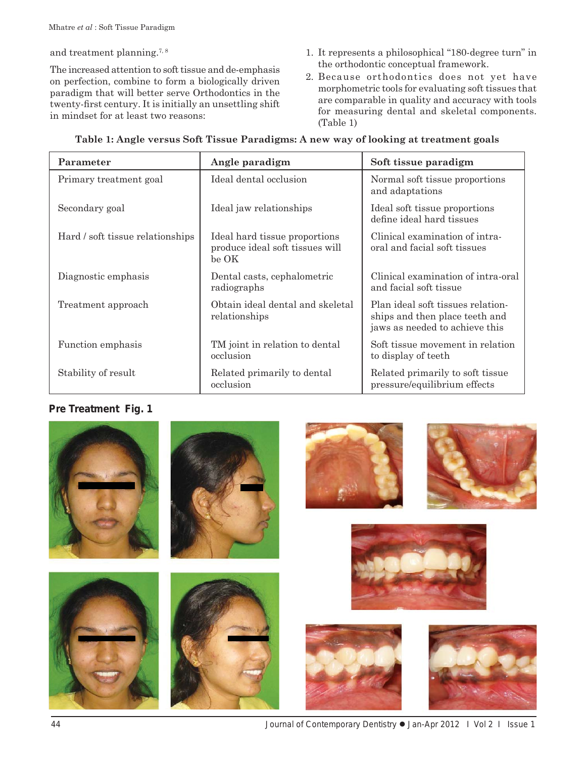and treatment planning.[7, 8]

The increased attention to soft tissue and de-emphasis on perfection, combine to form a biologically driven paradigm that will better serve Orthodontics in the twenty-first century. It is initially an unsettling shift in mindset for at least two reasons:

1. It represents a philosophical "180-degree turn" in the orthodontic conceptual framework.
2. Because orthodontics does not yet have morphometric tools for evaluating soft tissues that are comparable in quality and accuracy with tools for measuring dental and skeletal components. (Table 1)

**Table 1: Angle versus Soft Tissue Paradigms: A new way of looking at treatment goals**

| Parameter | Angle paradigm | Soft tissue paradigm |
|---|---|---|
| Primary treatment goal | Ideal dental occlusion | Normal soft tissue proportions and adaptations |
| Secondary goal | Ideal jaw relationships | Ideal soft tissue proportions define ideal hard tissues |
| Hard / soft tissue relationships | Ideal hard tissue proportions produce ideal soft tissues will be OK | Clinical examination of intra-oral and facial soft tissues |
| Diagnostic emphasis | Dental casts, cephalometric radiographs | Clinical examination of intra-oral and facial soft tissue |
| Treatment approach | Obtain ideal dental and skeletal relationships | Plan ideal soft tissues relationships and then place teeth and jaws as needed to achieve this |
| Function emphasis | TM joint in relation to dental occlusion | Soft tissue movement in relation to display of teeth |
| Stability of result | Related primarily to dental occlusion | Related primarily to soft tissue pressure/equilibrium effects |

**Pre Treatment Fig. 1**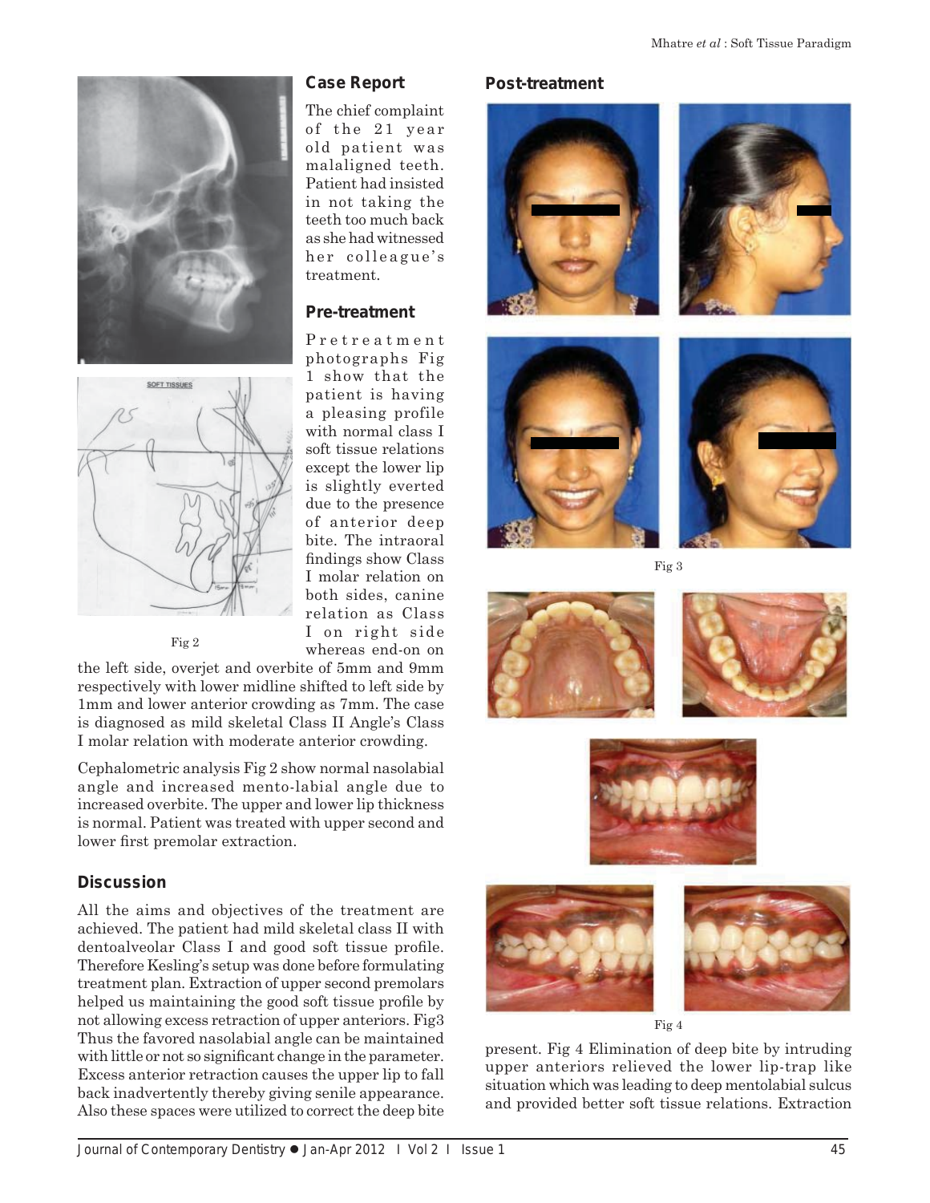## Case Report

The chief complaint of the 21 year old patient was malaligned teeth. Patient had insisted in not taking the teeth too much back as she had witnessed her colleague's treatment.

## Pre-treatment

Pretreatment photographs Fig 1 show that the patient is having a pleasing profile with normal class I soft tissue relations except the lower lip is slightly everted due to the presence of anterior deep bite. The intraoral findings show Class I molar relation on both sides, canine relation as Class I on right side whereas end-on on the left side, overjet and overbite of 5mm and 9mm respectively with lower midline shifted to left side by 1mm and lower anterior crowding as 7mm. The case is diagnosed as mild skeletal Class II Angle's Class I molar relation with moderate anterior crowding.

Cephalometric analysis Fig 2 show normal nasolabial angle and increased mento-labial angle due to increased overbite. The upper and lower lip thickness is normal. Patient was treated with upper second and lower first premolar extraction.

Fig 2

## Post-treatment

Fig 3

Fig 4

## Discussion

All the aims and objectives of the treatment are achieved. The patient had mild skeletal class II with dentoalveolar Class I and good soft tissue profile. Therefore Kesling's setup was done before formulating treatment plan. Extraction of upper second premolars helped us maintaining the good soft tissue profile by not allowing excess retraction of upper anteriors. Fig3 Thus the favored nasolabial angle can be maintained with little or not so significant change in the parameter. Excess anterior retraction causes the upper lip to fall back inadvertently thereby giving senile appearance. Also these spaces were utilized to correct the deep bite present. Fig 4 Elimination of deep bite by intruding upper anteriors relieved the lower lip-trap like situation which was leading to deep mentolabial sulcus and provided better soft tissue relations. Extraction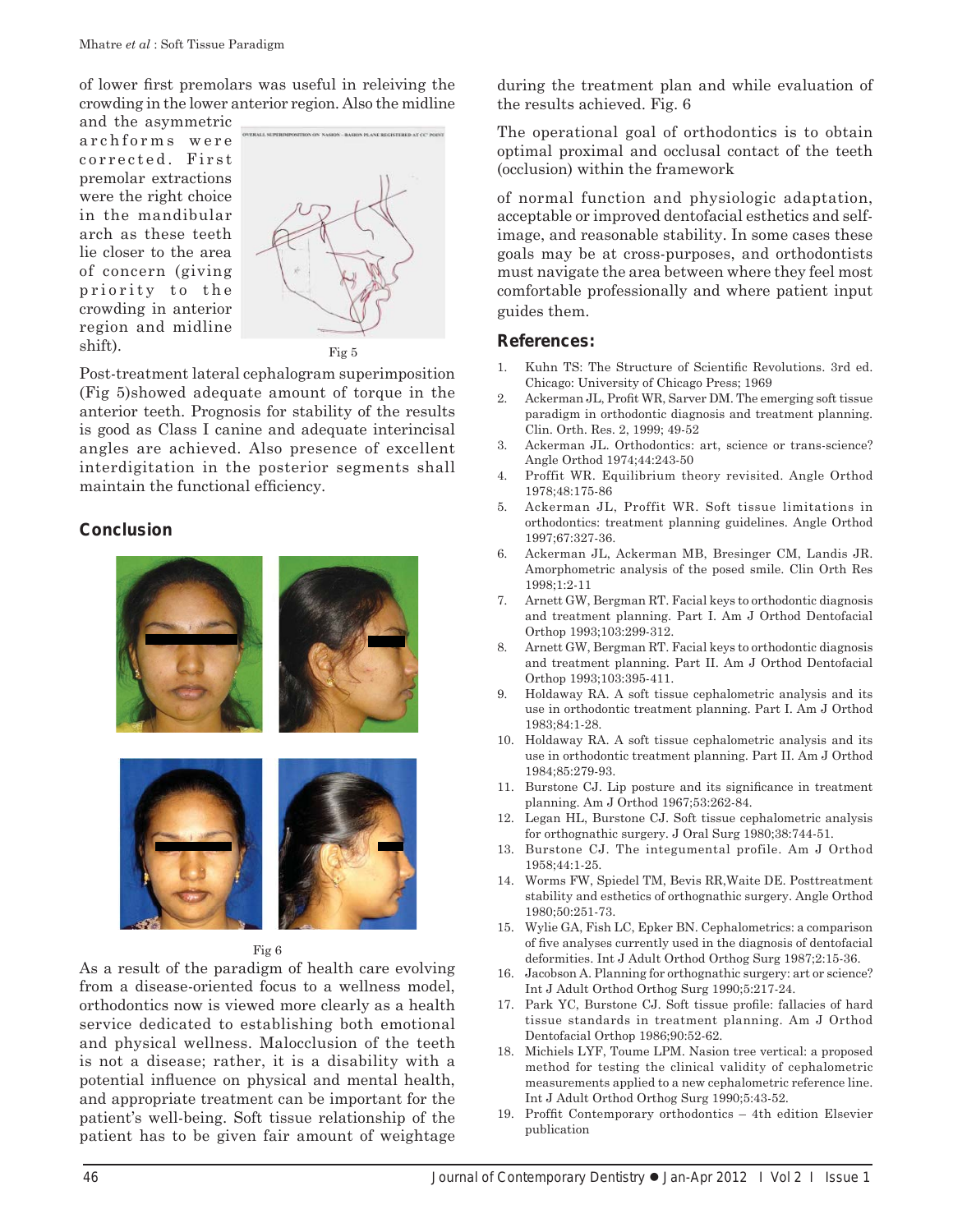of lower first premolars was useful in releiving the crowding in the lower anterior region. Also the midline and the asymmetric archforms were corrected. First premolar extractions were the right choice in the mandibular arch as these teeth lie closer to the area of concern (giving priority to the crowding in anterior region and midline shift).

Fig 5

Post-treatment lateral cephalogram superimposition (Fig 5)showed adequate amount of torque in the anterior teeth. Prognosis for stability of the results is good as Class I canine and adequate interincisal angles are achieved. Also presence of excellent interdigitation in the posterior segments shall maintain the functional efficiency.

## Conclusion

Fig 6

As a result of the paradigm of health care evolving from a disease-oriented focus to a wellness model, orthodontics now is viewed more clearly as a health service dedicated to establishing both emotional and physical wellness. Malocclusion of the teeth is not a disease; rather, it is a disability with a potential influence on physical and mental health, and appropriate treatment can be important for the patient's well-being. Soft tissue relationship of the patient has to be given fair amount of weightage during the treatment plan and while evaluation of the results achieved. Fig. 6

The operational goal of orthodontics is to obtain optimal proximal and occlusal contact of the teeth (occlusion) within the framework

of normal function and physiologic adaptation, acceptable or improved dentofacial esthetics and self-image, and reasonable stability. In some cases these goals may be at cross-purposes, and orthodontists must navigate the area between where they feel most comfortable professionally and where patient input guides them.

## References:

1. Kuhn TS: The Structure of Scientific Revolutions. 3rd ed. Chicago: University of Chicago Press; 1969
2. Ackerman JL, Profit WR, Sarver DM. The emerging soft tissue paradigm in orthodontic diagnosis and treatment planning. Clin. Orth. Res. 2, 1999; 49-52
3. Ackerman JL. Orthodontics: art, science or trans-science? Angle Orthod 1974;44:243-50
4. Proffit WR. Equilibrium theory revisited. Angle Orthod 1978;48:175-86
5. Ackerman JL, Proffit WR. Soft tissue limitations in orthodontics: treatment planning guidelines. Angle Orthod 1997;67:327-36.
6. Ackerman JL, Ackerman MB, Bresinger CM, Landis JR. Amorphometric analysis of the posed smile. Clin Orth Res 1998;1:2-11
7. Arnett GW, Bergman RT. Facial keys to orthodontic diagnosis and treatment planning. Part I. Am J Orthod Dentofacial Orthop 1993;103:299-312.
8. Arnett GW, Bergman RT. Facial keys to orthodontic diagnosis and treatment planning. Part II. Am J Orthod Dentofacial Orthop 1993;103:395-411.
9. Holdaway RA. A soft tissue cephalometric analysis and its use in orthodontic treatment planning. Part I. Am J Orthod 1983;84:1-28.
10. Holdaway RA. A soft tissue cephalometric analysis and its use in orthodontic treatment planning. Part II. Am J Orthod 1984;85:279-93.
11. Burstone CJ. Lip posture and its significance in treatment planning. Am J Orthod 1967;53:262-84.
12. Legan HL, Burstone CJ. Soft tissue cephalometric analysis for orthognathic surgery. J Oral Surg 1980;38:744-51.
13. Burstone CJ. The integumental profile. Am J Orthod 1958;44:1-25.
14. Worms FW, Spiedel TM, Bevis RR,Waite DE. Posttreatment stability and esthetics of orthognathic surgery. Angle Orthod 1980;50:251-73.
15. Wylie GA, Fish LC, Epker BN. Cephalometrics: a comparison of five analyses currently used in the diagnosis of dentofacial deformities. Int J Adult Orthod Orthog Surg 1987;2:15-36.
16. Jacobson A. Planning for orthognathic surgery: art or science? Int J Adult Orthod Orthog Surg 1990;5:217-24.
17. Park YC, Burstone CJ. Soft tissue profile: fallacies of hard tissue standards in treatment planning. Am J Orthod Dentofacial Orthop 1986;90:52-62.
18. Michiels LYF, Toume LPM. Nasion tree vertical: a proposed method for testing the clinical validity of cephalometric measurements applied to a new cephalometric reference line. Int J Adult Orthod Orthog Surg 1990;5:43-52.
19. Proffit Contemporary orthodontics – 4th edition Elsevier publication